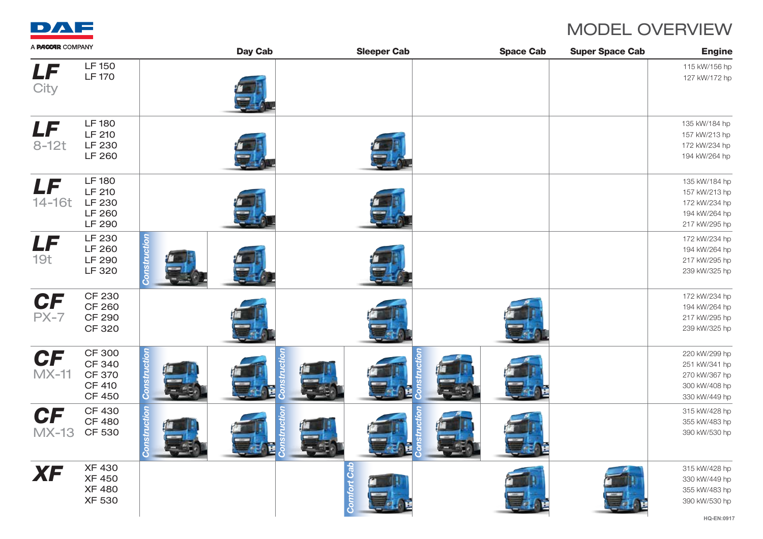# MODEL OVERVIEW

DAF
A PACCAR COMPANY

| Series | Models | Day Cab | Sleeper Cab | Space Cab | Super Space Cab | Engine |
|---|---|---|---|---|---|---|
| **LF** City | LF 150<br>LF 170 | | | | | 115 kW/156 hp<br>127 kW/172 hp |
| **LF** 8-12t | LF 180<br>LF 210<br>LF 230<br>LF 260 | | | | | 135 kW/184 hp<br>157 kW/213 hp<br>172 kW/234 hp<br>194 kW/264 hp |
| **LF** 14-16t | LF 180<br>LF 210<br>LF 230<br>LF 260<br>LF 290 | | | | | 135 kW/184 hp<br>157 kW/213 hp<br>172 kW/234 hp<br>194 kW/264 hp<br>217 kW/295 hp |
| **LF** 19t | LF 230<br>LF 260<br>LF 290<br>LF 320 | *Construction* | | | | 172 kW/234 hp<br>194 kW/264 hp<br>217 kW/295 hp<br>239 kW/325 hp |
| **CF** PX-7 | CF 230<br>CF 260<br>CF 290<br>CF 320 | | | | | 172 kW/234 hp<br>194 kW/264 hp<br>217 kW/295 hp<br>239 kW/325 hp |
| **CF** MX-11 | CF 300<br>CF 340<br>CF 370<br>CF 410<br>CF 450 | *Construction* | *Construction* | *Construction* | | 220 kW/299 hp<br>251 kW/341 hp<br>270 kW/367 hp<br>300 kW/408 hp<br>330 kW/449 hp |
| **CF** MX-13 | CF 430<br>CF 480<br>CF 530 | *Construction* | *Construction* | *Construction* | | 315 kW/428 hp<br>355 kW/483 hp<br>390 kW/530 hp |
| **XF** | XF 430<br>XF 450<br>XF 480<br>XF 530 | | *Comfort Cab* | | | 315 kW/428 hp<br>330 kW/449 hp<br>355 kW/483 hp<br>390 kW/530 hp |

HQ-EN:0917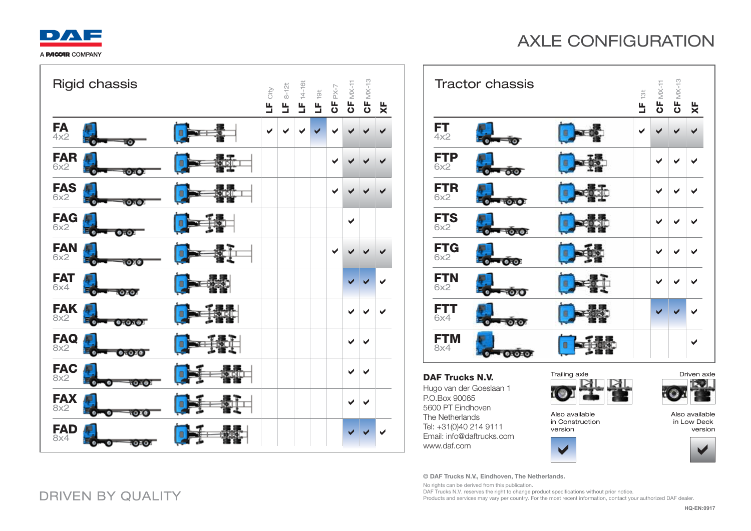# AXLE CONFIGURATION

## Rigid chassis

| | LF City | LF 8-12t | LF 14-16t | LF 19t | CF PX-7 | CF MX-11 | CF MX-13 | XF |
|---|---|---|---|---|---|---|---|---|
| FA 4x2 | ✔ | ✔ | ✔ | ✔ | ✔ | ✔ | ✔ | ✔ |
| FAR 6x2 | | | | | ✔ | ✔ | ✔ | ✔ |
| FAS 6x2 | | | | | ✔ | ✔ | ✔ | ✔ |
| FAG 6x2 | | | | | | ✔ | | |
| FAN 6x2 | | | | | ✔ | ✔ | ✔ | ✔ |
| FAT 6x4 | | | | | | ✔ | ✔ | ✔ |
| FAK 8x2 | | | | | | ✔ | ✔ | ✔ |
| FAQ 8x2 | | | | | | ✔ | ✔ | |
| FAC 8x2 | | | | | | ✔ | ✔ | |
| FAX 8x2 | | | | | | ✔ | ✔ | |
| FAD 8x4 | | | | | | ✔ | ✔ | ✔ |

## Tractor chassis

| | LF 13t | CF MX-11 | CF MX-13 | XF |
|---|---|---|---|---|
| FT 4x2 | ✔ | ✔ | ✔ | ✔ |
| FTP 6x2 | | ✔ | ✔ | ✔ |
| FTR 6x2 | | ✔ | ✔ | ✔ |
| FTS 6x2 | | ✔ | ✔ | ✔ |
| FTG 6x2 | | ✔ | ✔ | ✔ |
| FTN 6x2 | | ✔ | ✔ | ✔ |
| FTT 6x4 | | ✔ | ✔ | ✔ |
| FTM 8x4 | | | | ✔ |

**DAF Trucks N.V.**
Hugo van der Goeslaan 1
P.O.Box 90065
5600 PT Eindhoven
The Netherlands
Tel: +31(0)40 214 9111
Email: info@daftrucks.com
www.daf.com

Trailing axle

Driven axle

Also available in Construction version ✔

Also available in Low Deck version ✔

DRIVEN BY QUALITY

**© DAF Trucks N.V., Eindhoven, The Netherlands.**

No rights can be derived from this publication.
DAF Trucks N.V. reserves the right to change product specifications without prior notice.
Products and services may vary per country. For the most recent information, contact your authorized DAF dealer.

**HQ-EN:0917**